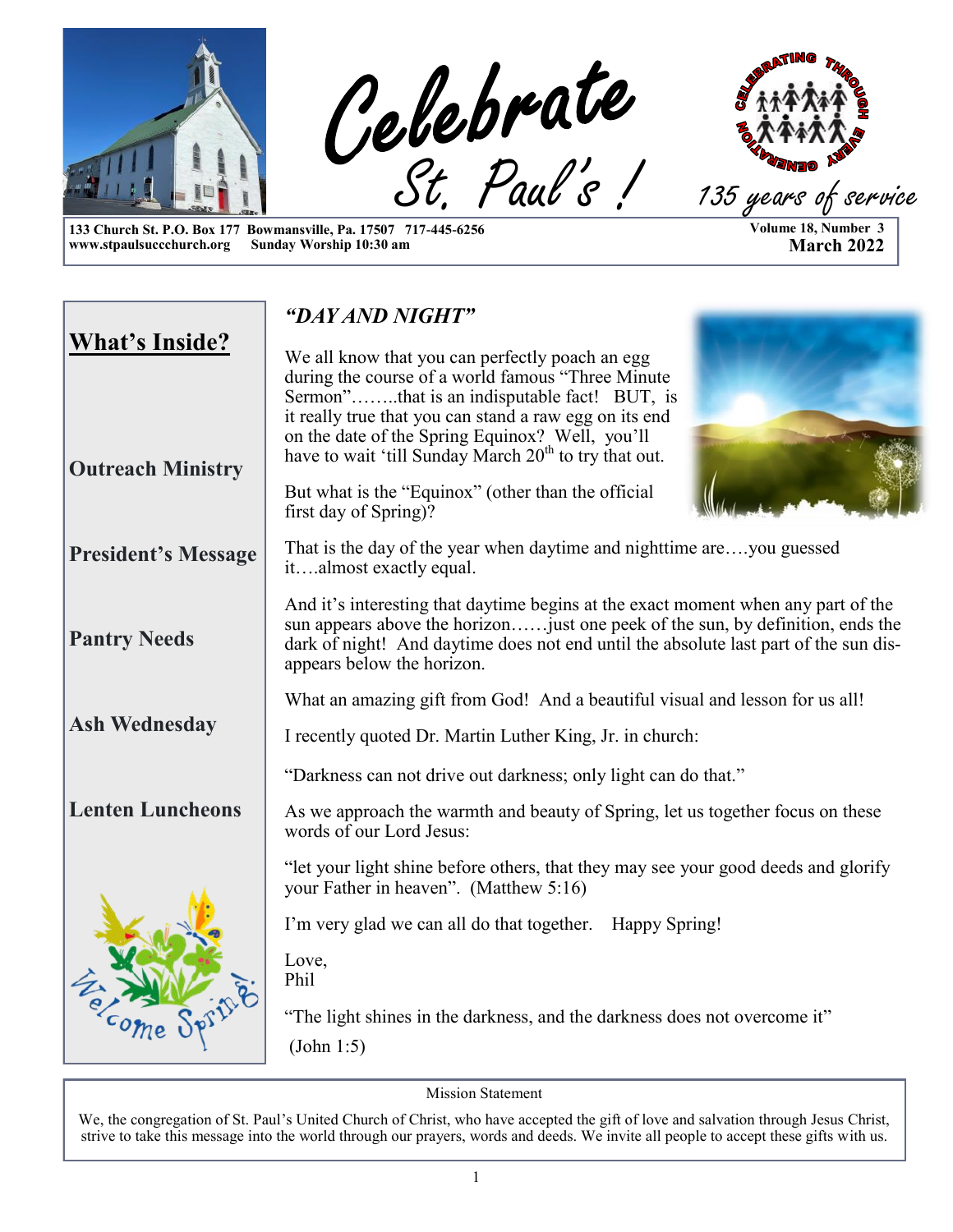# Celebrate St. Paul's !

135 years of service

133 Church St. P.O. Box 177 Bowmansville, Pa. 17507 717-445-6256
www.stpaulsuccchurch.org Sunday Worship 10:30 am

Volume 18, Number 3
**March 2022**

## What's Inside?

**Outreach Ministry**

**President's Message**

**Pantry Needs**

**Ash Wednesday**

**Lenten Luncheons**

## *"DAY AND NIGHT"*

We all know that you can perfectly poach an egg during the course of a world famous "Three Minute Sermon"……..that is an indisputable fact! BUT, is it really true that you can stand a raw egg on its end on the date of the Spring Equinox? Well, you'll have to wait 'till Sunday March 20th to try that out.

But what is the "Equinox" (other than the official first day of Spring)?

That is the day of the year when daytime and nighttime are….you guessed it….almost exactly equal.

And it's interesting that daytime begins at the exact moment when any part of the sun appears above the horizon……just one peek of the sun, by definition, ends the dark of night! And daytime does not end until the absolute last part of the sun disappears below the horizon.

What an amazing gift from God! And a beautiful visual and lesson for us all!

I recently quoted Dr. Martin Luther King, Jr. in church:

"Darkness can not drive out darkness; only light can do that."

As we approach the warmth and beauty of Spring, let us together focus on these words of our Lord Jesus:

"let your light shine before others, that they may see your good deeds and glorify your Father in heaven". (Matthew 5:16)

I'm very glad we can all do that together. Happy Spring!

Love,
Phil

"The light shines in the darkness, and the darkness does not overcome it"
(John 1:5)

Mission Statement

We, the congregation of St. Paul's United Church of Christ, who have accepted the gift of love and salvation through Jesus Christ, strive to take this message into the world through our prayers, words and deeds. We invite all people to accept these gifts with us.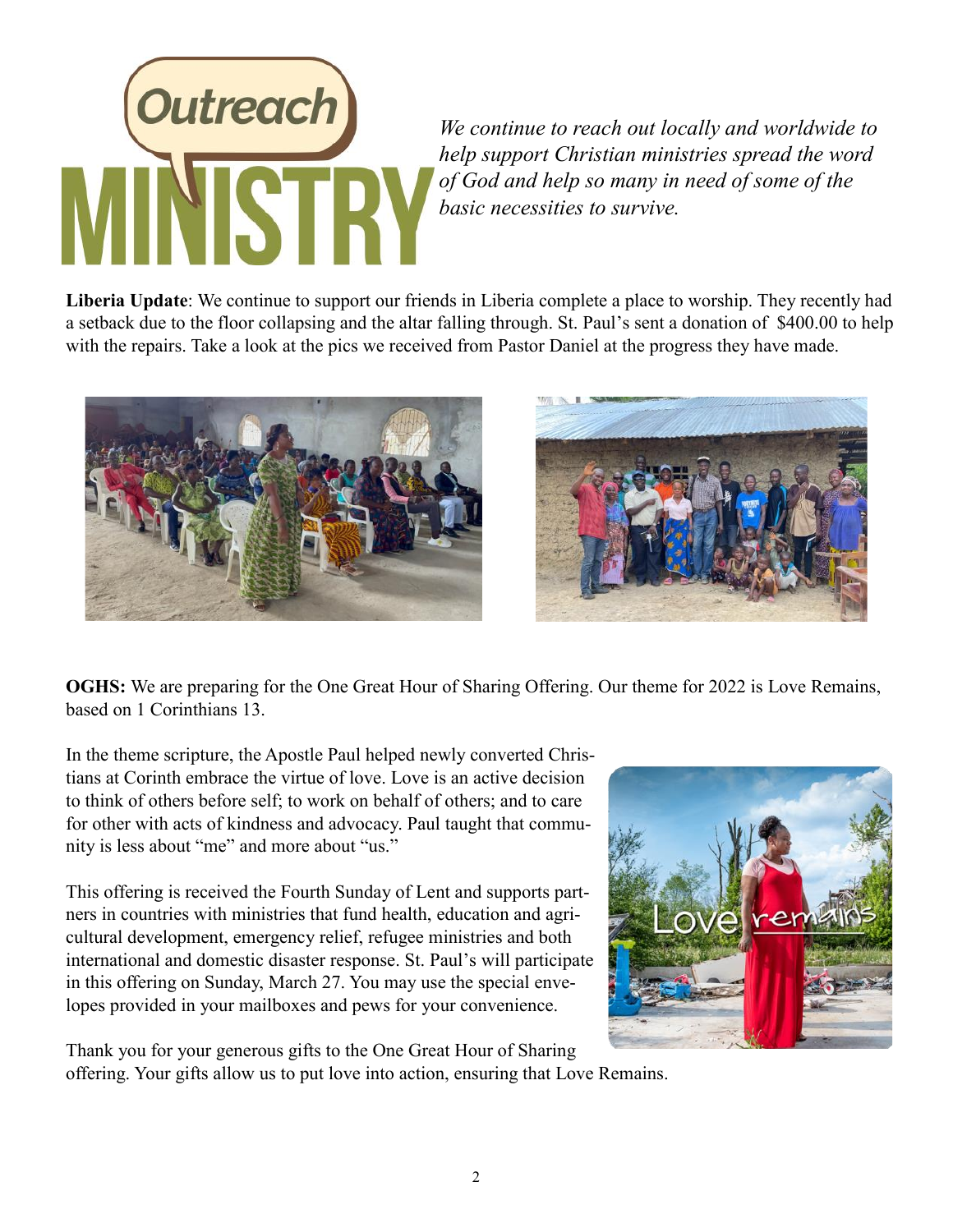# Outreach MINISTRY

*We continue to reach out locally and worldwide to help support Christian ministries spread the word of God and help so many in need of some of the basic necessities to survive.*

**Liberia Update**: We continue to support our friends in Liberia complete a place to worship. They recently had a setback due to the floor collapsing and the altar falling through. St. Paul's sent a donation of $400.00 to help with the repairs. Take a look at the pics we received from Pastor Daniel at the progress they have made.

**OGHS:** We are preparing for the One Great Hour of Sharing Offering. Our theme for 2022 is Love Remains, based on 1 Corinthians 13.

In the theme scripture, the Apostle Paul helped newly converted Christians at Corinth embrace the virtue of love. Love is an active decision to think of others before self; to work on behalf of others; and to care for other with acts of kindness and advocacy. Paul taught that community is less about "me" and more about "us."

This offering is received the Fourth Sunday of Lent and supports partners in countries with ministries that fund health, education and agricultural development, emergency relief, refugee ministries and both international and domestic disaster response. St. Paul's will participate in this offering on Sunday, March 27. You may use the special envelopes provided in your mailboxes and pews for your convenience.

Thank you for your generous gifts to the One Great Hour of Sharing offering. Your gifts allow us to put love into action, ensuring that Love Remains.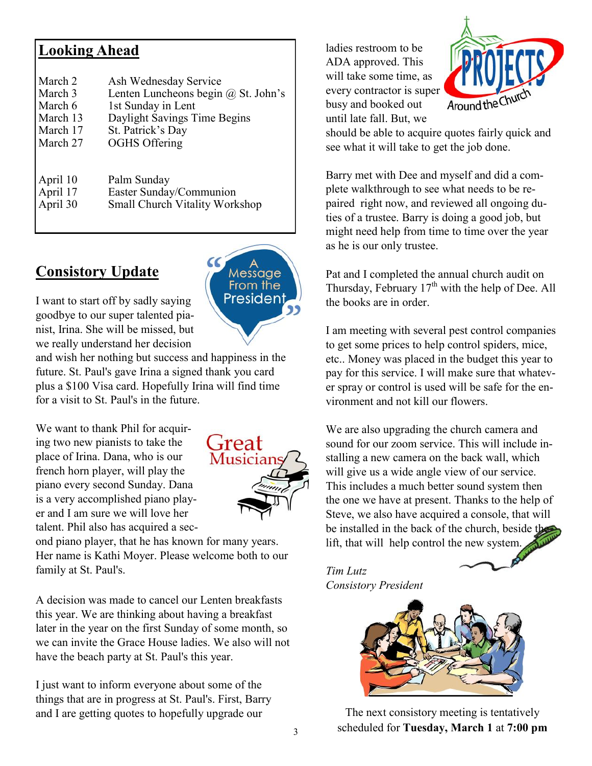## Looking Ahead

| | |
|---|---|
| March 2 | Ash Wednesday Service |
| March 3 | Lenten Luncheons begin @ St. John's |
| March 6 | 1st Sunday in Lent |
| March 13 | Daylight Savings Time Begins |
| March 17 | St. Patrick's Day |
| March 27 | OGHS Offering |
| April 10 | Palm Sunday |
| April 17 | Easter Sunday/Communion |
| April 30 | Small Church Vitality Workshop |

## Consistory Update

I want to start off by sadly saying goodbye to our super talented pianist, Irina. She will be missed, but we really understand her decision and wish her nothing but success and happiness in the future. St. Paul's gave Irina a signed thank you card plus a $100 Visa card. Hopefully Irina will find time for a visit to St. Paul's in the future.

We want to thank Phil for acquiring two new pianists to take the place of Irina. Dana, who is our french horn player, will play the piano every second Sunday. Dana is a very accomplished piano player and I am sure we will love her talent. Phil also has acquired a second piano player, that he has known for many years. Her name is Kathi Moyer. Please welcome both to our family at St. Paul's.

A decision was made to cancel our Lenten breakfasts this year. We are thinking about having a breakfast later in the year on the first Sunday of some month, so we can invite the Grace House ladies. We also will not have the beach party at St. Paul's this year.

I just want to inform everyone about some of the things that are in progress at St. Paul's. First, Barry and I are getting quotes to hopefully upgrade our ladies restroom to be ADA approved. This will take some time, as every contractor is super busy and booked out until late fall. But, we should be able to acquire quotes fairly quick and see what it will take to get the job done.

Barry met with Dee and myself and did a complete walkthrough to see what needs to be repaired right now, and reviewed all ongoing duties of a trustee. Barry is doing a good job, but might need help from time to time over the year as he is our only trustee.

Pat and I completed the annual church audit on Thursday, February 17th with the help of Dee. All the books are in order.

I am meeting with several pest control companies to get some prices to help control spiders, mice, etc.. Money was placed in the budget this year to pay for this service. I will make sure that whatever spray or control is used will be safe for the environment and not kill our flowers.

We are also upgrading the church camera and sound for our zoom service. This will include installing a new camera on the back wall, which will give us a wide angle view of our service. This includes a much better sound system then the one we have at present. Thanks to the help of Steve, we also have acquired a console, that will be installed in the back of the church, beside the lift, that will help control the new system.

*Tim Lutz*
*Consistory President*

The next consistory meeting is tentatively scheduled for **Tuesday, March 1** at **7:00 pm**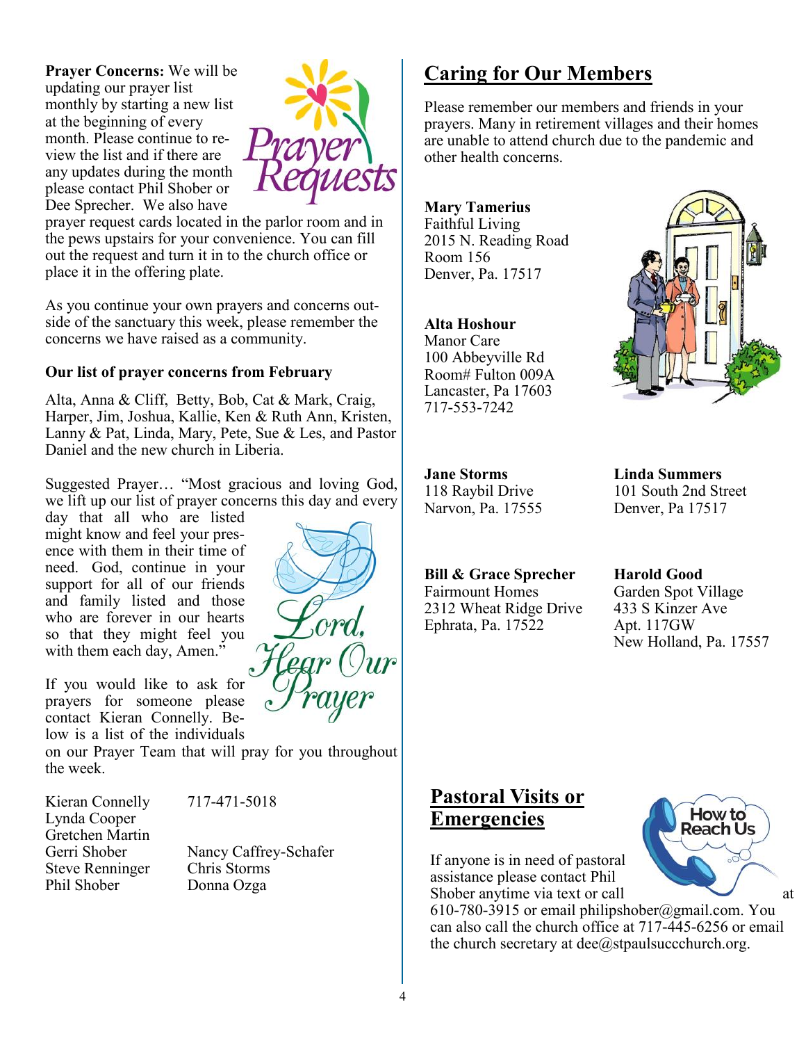**Prayer Concerns:** We will be updating our prayer list monthly by starting a new list at the beginning of every month. Please continue to review the list and if there are any updates during the month please contact Phil Shober or Dee Sprecher. We also have prayer request cards located in the parlor room and in the pews upstairs for your convenience. You can fill out the request and turn it in to the church office or place it in the offering plate.

As you continue your own prayers and concerns outside of the sanctuary this week, please remember the concerns we have raised as a community.

**Our list of prayer concerns from February**

Alta, Anna & Cliff, Betty, Bob, Cat & Mark, Craig, Harper, Jim, Joshua, Kallie, Ken & Ruth Ann, Kristen, Lanny & Pat, Linda, Mary, Pete, Sue & Les, and Pastor Daniel and the new church in Liberia.

Suggested Prayer… "Most gracious and loving God, we lift up our list of prayer concerns this day and every day that all who are listed might know and feel your presence with them in their time of need. God, continue in your support for all of our friends and family listed and those who are forever in our hearts so that they might feel you with them each day, Amen."

If you would like to ask for prayers for someone please contact Kieran Connelly. Below is a list of the individuals on our Prayer Team that will pray for you throughout the week.

Kieran Connelly 717-471-5018
Lynda Cooper
Gretchen Martin
Gerri Shober
Steve Renninger
Phil Shober
Nancy Caffrey-Schafer
Chris Storms
Donna Ozga

## Caring for Our Members

Please remember our members and friends in your prayers. Many in retirement villages and their homes are unable to attend church due to the pandemic and other health concerns.

**Mary Tamerius**
Faithful Living
2015 N. Reading Road
Room 156
Denver, Pa. 17517

**Alta Hoshour**
Manor Care
100 Abbeyville Rd
Room# Fulton 009A
Lancaster, Pa 17603
717-553-7242

**Jane Storms**
118 Raybil Drive
Narvon, Pa. 17555

**Linda Summers**
101 South 2nd Street
Denver, Pa 17517

**Bill & Grace Sprecher**
Fairmount Homes
2312 Wheat Ridge Drive
Ephrata, Pa. 17522

**Harold Good**
Garden Spot Village
433 S Kinzer Ave
Apt. 117GW
New Holland, Pa. 17557

## Pastoral Visits or Emergencies

If anyone is in need of pastoral assistance please contact Phil Shober anytime via text or call at 610-780-3915 or email philipshober@gmail.com. You can also call the church office at 717-445-6256 or email the church secretary at dee@stpaulsuccchurch.org.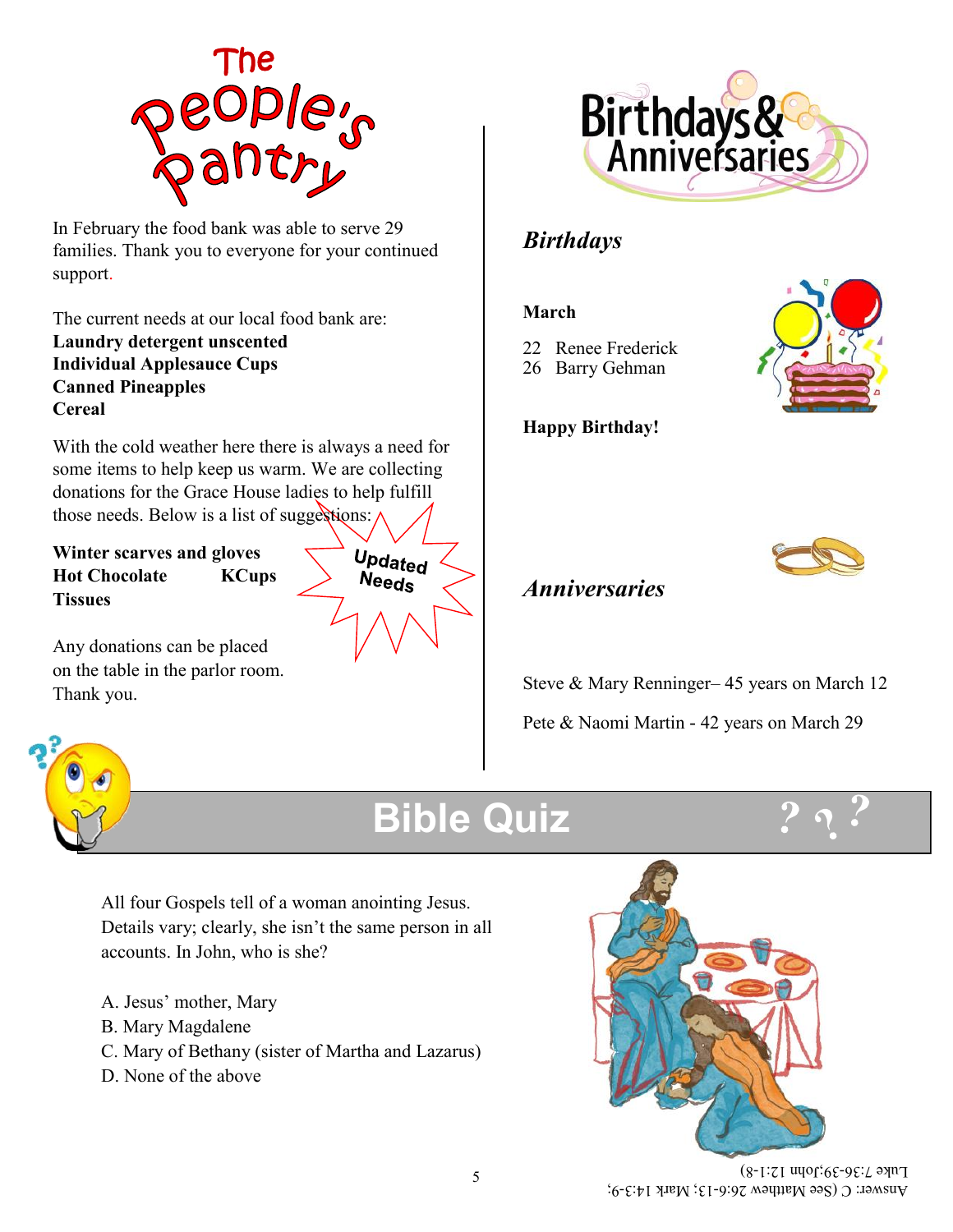# The People's Pantry

In February the food bank was able to serve 29 families. Thank you to everyone for your continued support.

The current needs at our local food bank are:
**Laundry detergent unscented**
**Individual Applesauce Cups**
**Canned Pineapples**
**Cereal**

With the cold weather here there is always a need for some items to help keep us warm. We are collecting donations for the Grace House ladies to help fulfill those needs. Below is a list of suggestions:

**Updated Needs**

**Winter scarves and gloves**
**Hot Chocolate KCups**
**Tissues**

Any donations can be placed on the table in the parlor room. Thank you.

# Birthdays & Anniversaries

## *Birthdays*

**March**

22 Renee Frederick
26 Barry Gehman

**Happy Birthday!**

## *Anniversaries*

Steve & Mary Renninger– 45 years on March 12

Pete & Naomi Martin - 42 years on March 29

# Bible Quiz

All four Gospels tell of a woman anointing Jesus. Details vary; clearly, she isn't the same person in all accounts. In John, who is she?

A. Jesus' mother, Mary
B. Mary Magdalene
C. Mary of Bethany (sister of Martha and Lazarus)
D. None of the above

Answer: C (See Matthew 26:6-13; Mark 14:3-9; Luke 7:36-39;John 12:1-8)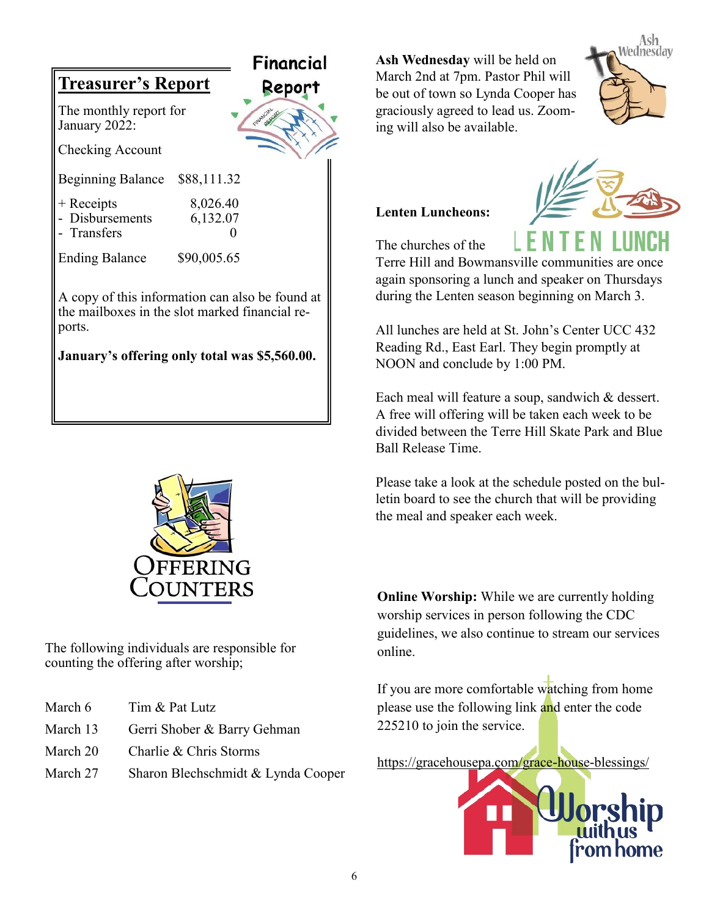## Treasurer's Report

The monthly report for January 2022:

Checking Account

| | |
|---|---|
| Beginning Balance | $88,111.32 |
| + Receipts | 8,026.40 |
| - Disbursements | 6,132.07 |
| - Transfers | 0 |
| Ending Balance | $90,005.65 |

A copy of this information can also be found at the mailboxes in the slot marked financial reports.

**January's offering only total was $5,560.00.**

## Offering Counters

The following individuals are responsible for counting the offering after worship;

| | |
|---|---|
| March 6 | Tim & Pat Lutz |
| March 13 | Gerri Shober & Barry Gehman |
| March 20 | Charlie & Chris Storms |
| March 27 | Sharon Blechschmidt & Lynda Cooper |

**Ash Wednesday** will be held on March 2nd at 7pm. Pastor Phil will be out of town so Lynda Cooper has graciously agreed to lead us. Zooming will also be available.

**Lenten Luncheons:**

The churches of the Terre Hill and Bowmansville communities are once again sponsoring a lunch and speaker on Thursdays during the Lenten season beginning on March 3.

All lunches are held at St. John's Center UCC 432 Reading Rd., East Earl. They begin promptly at NOON and conclude by 1:00 PM.

Each meal will feature a soup, sandwich & dessert. A free will offering will be taken each week to be divided between the Terre Hill Skate Park and Blue Ball Release Time.

Please take a look at the schedule posted on the bulletin board to see the church that will be providing the meal and speaker each week.

**Online Worship:** While we are currently holding worship services in person following the CDC guidelines, we also continue to stream our services online.

If you are more comfortable watching from home please use the following link and enter the code 225210 to join the service.

https://gracehousepa.com/grace-house-blessings/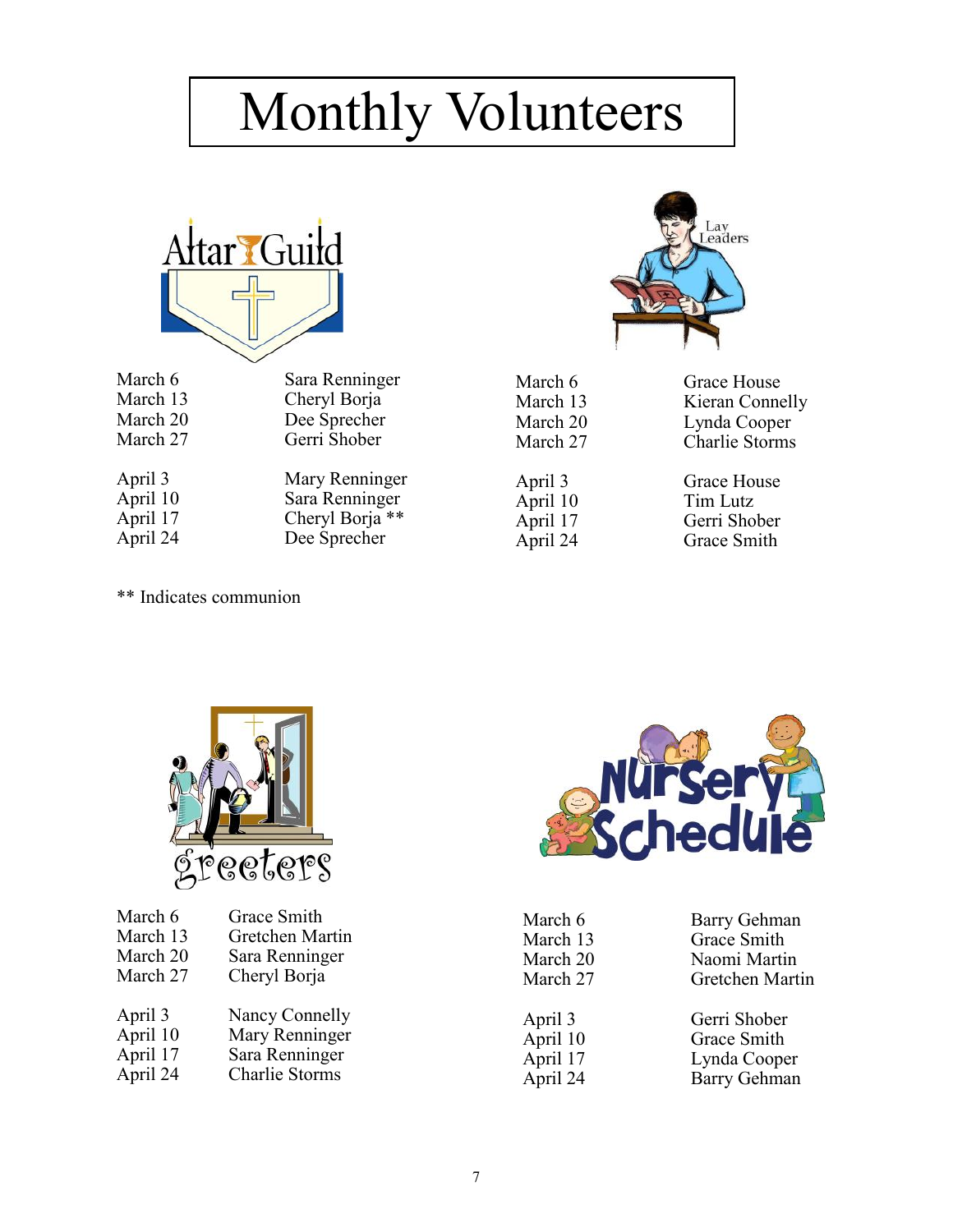# Monthly Volunteers

## Altar Guild

| | |
|---|---|
| March 6 | Sara Renninger |
| March 13 | Cheryl Borja |
| March 20 | Dee Sprecher |
| March 27 | Gerri Shober |
| April 3 | Mary Renninger |
| April 10 | Sara Renninger |
| April 17 | Cheryl Borja ** |
| April 24 | Dee Sprecher |

** Indicates communion

## Lay Leaders

| | |
|---|---|
| March 6 | Grace House |
| March 13 | Kieran Connelly |
| March 20 | Lynda Cooper |
| March 27 | Charlie Storms |
| April 3 | Grace House |
| April 10 | Tim Lutz |
| April 17 | Gerri Shober |
| April 24 | Grace Smith |

## Greeters

| | |
|---|---|
| March 6 | Grace Smith |
| March 13 | Gretchen Martin |
| March 20 | Sara Renninger |
| March 27 | Cheryl Borja |
| April 3 | Nancy Connelly |
| April 10 | Mary Renninger |
| April 17 | Sara Renninger |
| April 24 | Charlie Storms |

## Nursery Schedule

| | |
|---|---|
| March 6 | Barry Gehman |
| March 13 | Grace Smith |
| March 20 | Naomi Martin |
| March 27 | Gretchen Martin |
| April 3 | Gerri Shober |
| April 10 | Grace Smith |
| April 17 | Lynda Cooper |
| April 24 | Barry Gehman |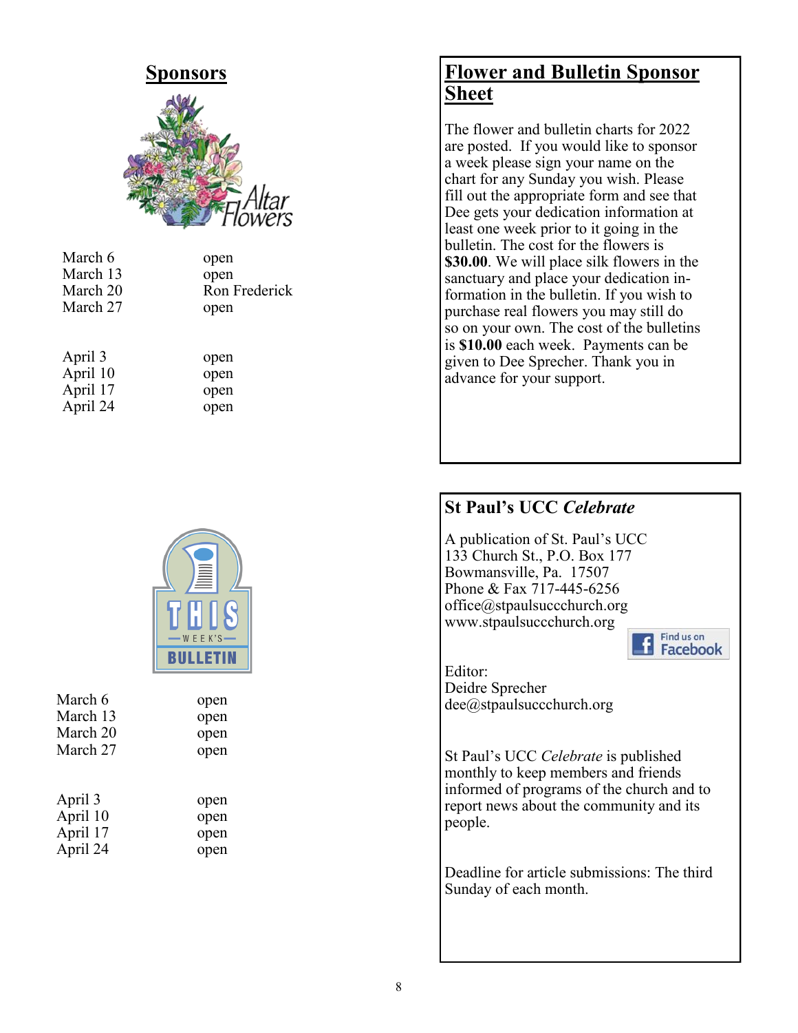## Sponsors

Altar Flowers

| | |
|---|---|
| March 6 | open |
| March 13 | open |
| March 20 | Ron Frederick |
| March 27 | open |
| | |
| April 3 | open |
| April 10 | open |
| April 17 | open |
| April 24 | open |

THIS WEEK'S BULLETIN

| | |
|---|---|
| March 6 | open |
| March 13 | open |
| March 20 | open |
| March 27 | open |
| | |
| April 3 | open |
| April 10 | open |
| April 17 | open |
| April 24 | open |

## Flower and Bulletin Sponsor Sheet

The flower and bulletin charts for 2022 are posted. If you would like to sponsor a week please sign your name on the chart for any Sunday you wish. Please fill out the appropriate form and see that Dee gets your dedication information at least one week prior to it going in the bulletin. The cost for the flowers is **$30.00**. We will place silk flowers in the sanctuary and place your dedication information in the bulletin. If you wish to purchase real flowers you may still do so on your own. The cost of the bulletins is **$10.00** each week. Payments can be given to Dee Sprecher. Thank you in advance for your support.

## St Paul's UCC *Celebrate*

A publication of St. Paul's UCC
133 Church St., P.O. Box 177
Bowmansville, Pa. 17507
Phone & Fax 717-445-6256
office@stpaulsuccchurch.org
www.stpaulsuccchurch.org

Find us on Facebook

Editor:
Deidre Sprecher
dee@stpaulsuccchurch.org

St Paul's UCC *Celebrate* is published monthly to keep members and friends informed of programs of the church and to report news about the community and its people.

Deadline for article submissions: The third Sunday of each month.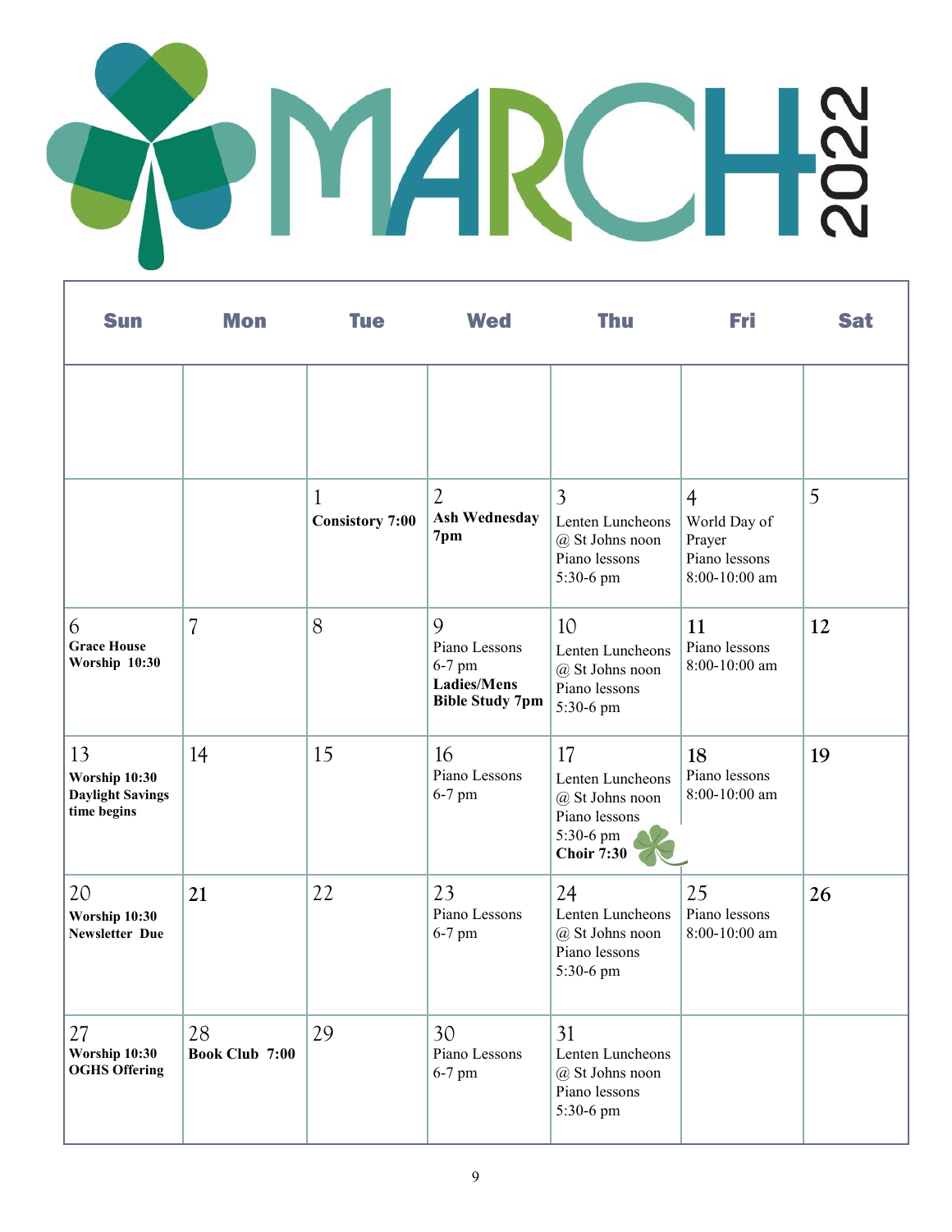# MARCH 2022

| Sun | Mon | Tue | Wed | Thu | Fri | Sat |
|---|---|---|---|---|---|---|
| | | | | | | |
| | | 1<br>**Consistory 7:00** | 2<br>**Ash Wednesday 7pm** | 3<br>Lenten Luncheons @ St Johns noon<br>Piano lessons 5:30-6 pm | 4<br>World Day of Prayer<br>Piano lessons 8:00-10:00 am | 5 |
| 6<br>**Grace House Worship 10:30** | 7 | 8 | 9<br>Piano Lessons 6-7 pm<br>**Ladies/Mens Bible Study 7pm** | 10<br>Lenten Luncheons @ St Johns noon<br>Piano lessons 5:30-6 pm | 11<br>Piano lessons 8:00-10:00 am | 12 |
| 13<br>**Worship 10:30**<br>**Daylight Savings time begins** | 14 | 15 | 16<br>Piano Lessons 6-7 pm | 17<br>Lenten Luncheons @ St Johns noon<br>Piano lessons 5:30-6 pm<br>**Choir 7:30** | 18<br>Piano lessons 8:00-10:00 am | 19 |
| 20<br>**Worship 10:30**<br>**Newsletter Due** | 21 | 22 | 23<br>Piano Lessons 6-7 pm | 24<br>Lenten Luncheons @ St Johns noon<br>Piano lessons 5:30-6 pm | 25<br>Piano lessons 8:00-10:00 am | 26 |
| 27<br>**Worship 10:30**<br>**OGHS Offering** | 28<br>**Book Club 7:00** | 29 | 30<br>Piano Lessons 6-7 pm | 31<br>Lenten Luncheons @ St Johns noon<br>Piano lessons 5:30-6 pm | | |